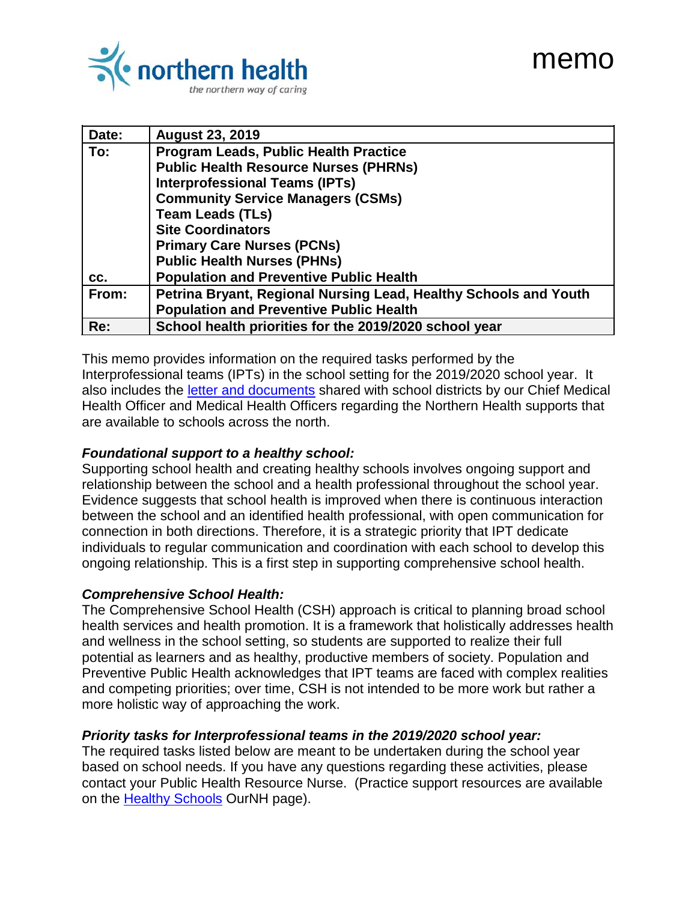northern health
the northern way of caring

# memo

| Date: | August 23, 2019 |
| --- | --- |
| To: | Program Leads, Public Health Practice<br>Public Health Resource Nurses (PHRNs)<br>Interprofessional Teams (IPTs)<br>Community Service Managers (CSMs)<br>Team Leads (TLs)<br>Site Coordinators<br>Primary Care Nurses (PCNs)<br>Public Health Nurses (PHNs) |
| cc. | Population and Preventive Public Health |
| From: | Petrina Bryant, Regional Nursing Lead, Healthy Schools and Youth<br>Population and Preventive Public Health |
| Re: | School health priorities for the 2019/2020 school year |

This memo provides information on the required tasks performed by the Interprofessional teams (IPTs) in the school setting for the 2019/2020 school year. It also includes the letter and documents shared with school districts by our Chief Medical Health Officer and Medical Health Officers regarding the Northern Health supports that are available to schools across the north.

***Foundational support to a healthy school:***
Supporting school health and creating healthy schools involves ongoing support and relationship between the school and a health professional throughout the school year. Evidence suggests that school health is improved when there is continuous interaction between the school and an identified health professional, with open communication for connection in both directions. Therefore, it is a strategic priority that IPT dedicate individuals to regular communication and coordination with each school to develop this ongoing relationship. This is a first step in supporting comprehensive school health.

***Comprehensive School Health:***
The Comprehensive School Health (CSH) approach is critical to planning broad school health services and health promotion. It is a framework that holistically addresses health and wellness in the school setting, so students are supported to realize their full potential as learners and as healthy, productive members of society. Population and Preventive Public Health acknowledges that IPT teams are faced with complex realities and competing priorities; over time, CSH is not intended to be more work but rather a more holistic way of approaching the work.

***Priority tasks for Interprofessional teams in the 2019/2020 school year:***
The required tasks listed below are meant to be undertaken during the school year based on school needs. If you have any questions regarding these activities, please contact your Public Health Resource Nurse. (Practice support resources are available on the Healthy Schools OurNH page).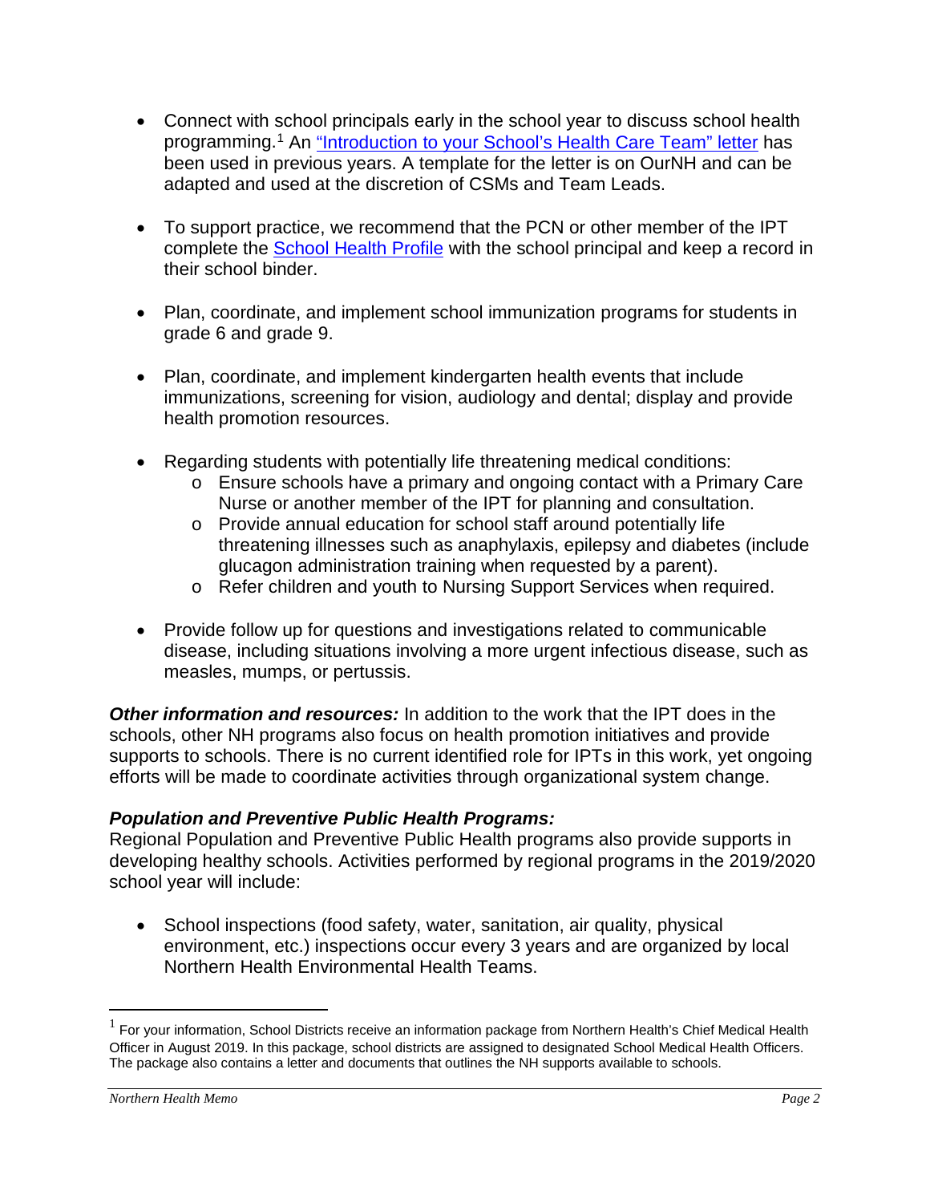- Connect with school principals early in the school year to discuss school health programming.[1] An "Introduction to your School's Health Care Team" letter has been used in previous years. A template for the letter is on OurNH and can be adapted and used at the discretion of CSMs and Team Leads.

- To support practice, we recommend that the PCN or other member of the IPT complete the School Health Profile with the school principal and keep a record in their school binder.

- Plan, coordinate, and implement school immunization programs for students in grade 6 and grade 9.

- Plan, coordinate, and implement kindergarten health events that include immunizations, screening for vision, audiology and dental; display and provide health promotion resources.

- Regarding students with potentially life threatening medical conditions:
    - Ensure schools have a primary and ongoing contact with a Primary Care Nurse or another member of the IPT for planning and consultation.
    - Provide annual education for school staff around potentially life threatening illnesses such as anaphylaxis, epilepsy and diabetes (include glucagon administration training when requested by a parent).
    - Refer children and youth to Nursing Support Services when required.

- Provide follow up for questions and investigations related to communicable disease, including situations involving a more urgent infectious disease, such as measles, mumps, or pertussis.

***Other information and resources:*** In addition to the work that the IPT does in the schools, other NH programs also focus on health promotion initiatives and provide supports to schools. There is no current identified role for IPTs in this work, yet ongoing efforts will be made to coordinate activities through organizational system change.

***Population and Preventive Public Health Programs:***
Regional Population and Preventive Public Health programs also provide supports in developing healthy schools. Activities performed by regional programs in the 2019/2020 school year will include:

- School inspections (food safety, water, sanitation, air quality, physical environment, etc.) inspections occur every 3 years and are organized by local Northern Health Environmental Health Teams.

[1] For your information, School Districts receive an information package from Northern Health's Chief Medical Health Officer in August 2019. In this package, school districts are assigned to designated School Medical Health Officers. The package also contains a letter and documents that outlines the NH supports available to schools.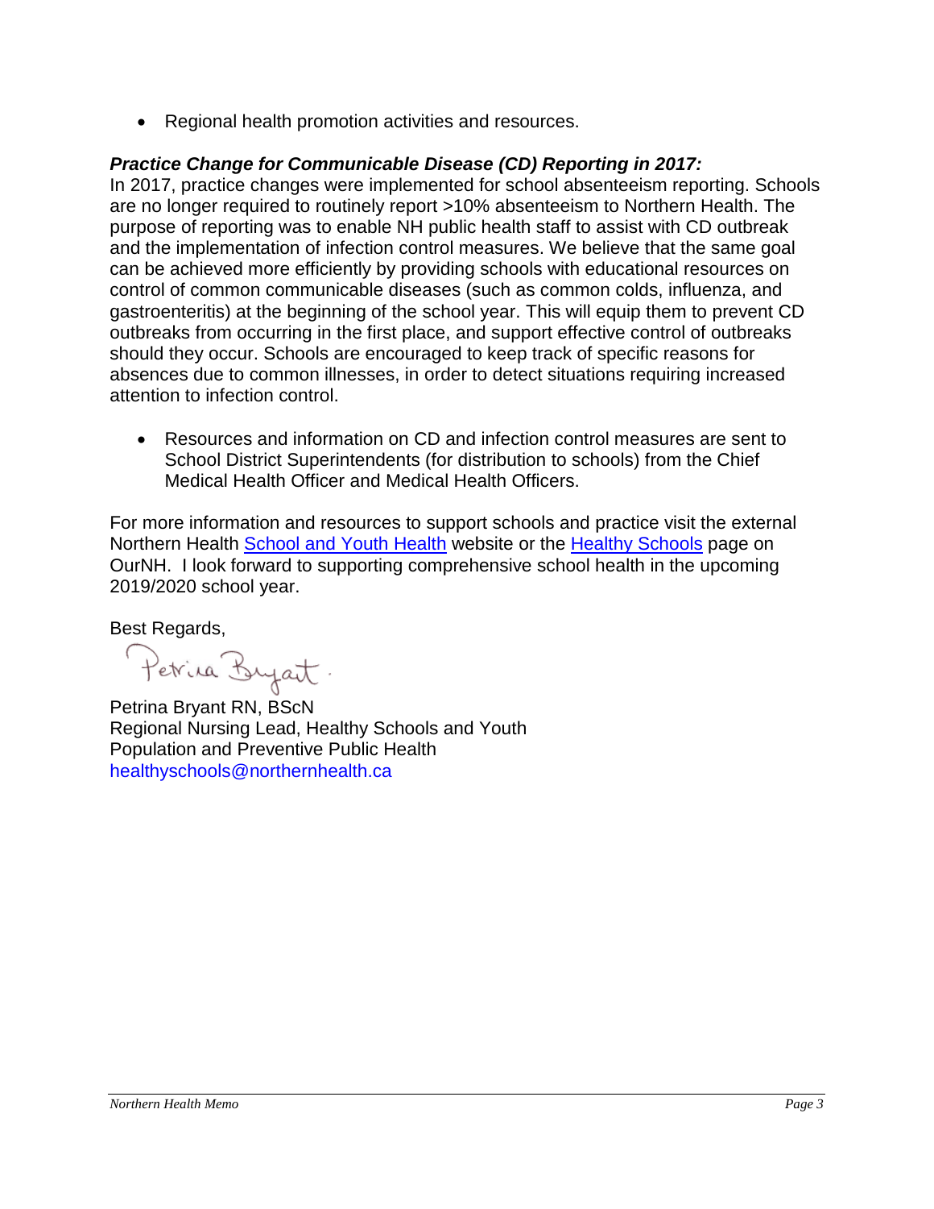- Regional health promotion activities and resources.

***Practice Change for Communicable Disease (CD) Reporting in 2017:***

In 2017, practice changes were implemented for school absenteeism reporting. Schools are no longer required to routinely report >10% absenteeism to Northern Health. The purpose of reporting was to enable NH public health staff to assist with CD outbreak and the implementation of infection control measures. We believe that the same goal can be achieved more efficiently by providing schools with educational resources on control of common communicable diseases (such as common colds, influenza, and gastroenteritis) at the beginning of the school year. This will equip them to prevent CD outbreaks from occurring in the first place, and support effective control of outbreaks should they occur. Schools are encouraged to keep track of specific reasons for absences due to common illnesses, in order to detect situations requiring increased attention to infection control.

- Resources and information on CD and infection control measures are sent to School District Superintendents (for distribution to schools) from the Chief Medical Health Officer and Medical Health Officers.

For more information and resources to support schools and practice visit the external Northern Health School and Youth Health website or the Healthy Schools page on OurNH. I look forward to supporting comprehensive school health in the upcoming 2019/2020 school year.

Best Regards,

Petrina Bryant

Petrina Bryant RN, BScN
Regional Nursing Lead, Healthy Schools and Youth
Population and Preventive Public Health
healthyschools@northernhealth.ca